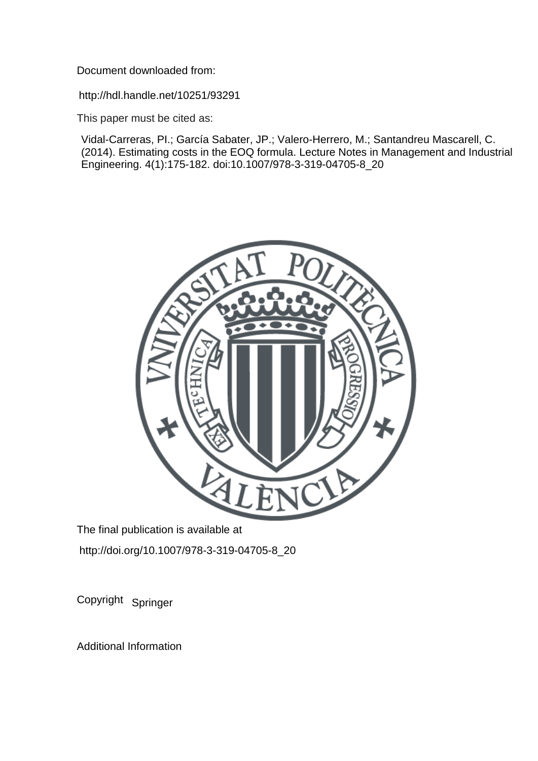Document downloaded from:

http://hdl.handle.net/10251/93291

This paper must be cited as:

Vidal-Carreras, PI.; García Sabater, JP.; Valero-Herrero, M.; Santandreu Mascarell, C. (2014). Estimating costs in the EOQ formula. Lecture Notes in Management and Industrial Engineering. 4(1):175-182. doi:10.1007/978-3-319-04705-8_20

The final publication is available at

http://doi.org/10.1007/978-3-319-04705-8_20

Copyright Springer

Additional Information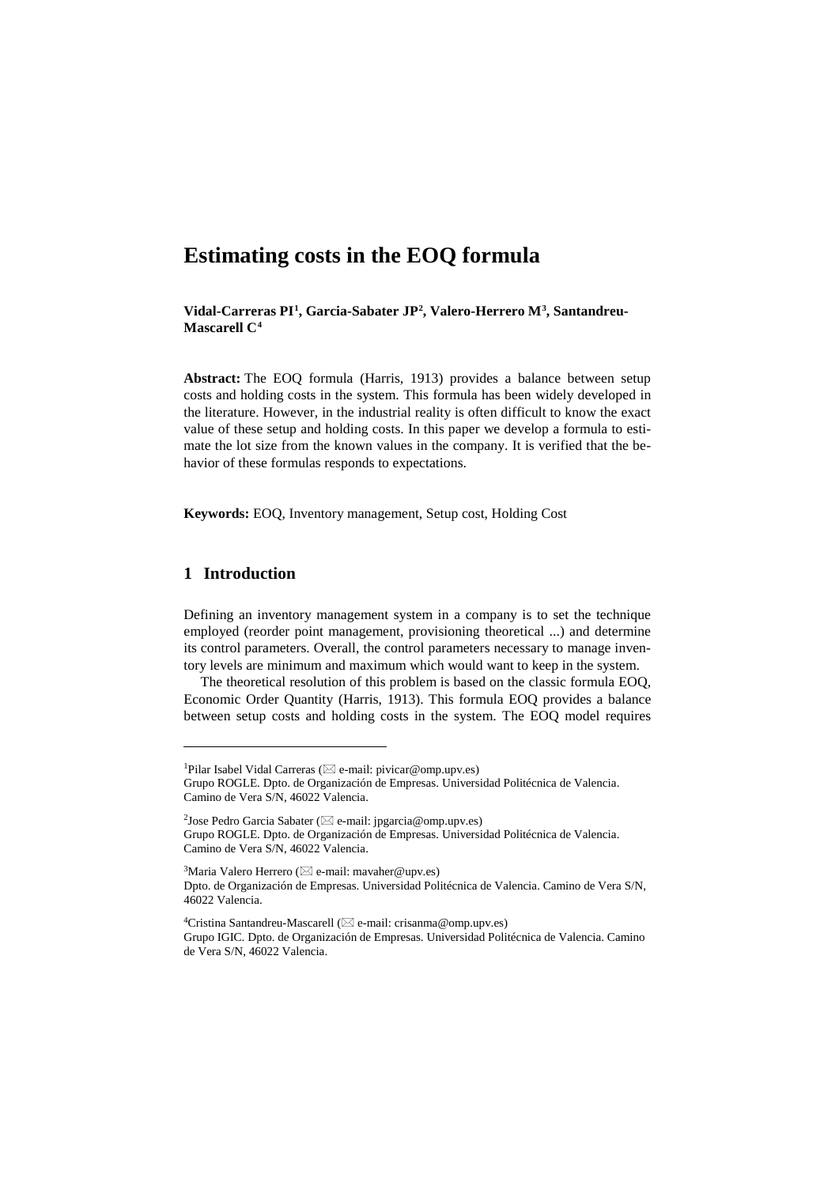# Estimating costs in the EOQ formula

**Vidal-Carreras PI[1], Garcia-Sabater JP[2], Valero-Herrero M[3], Santandreu-Mascarell C[4]**

**Abstract:** The EOQ formula (Harris, 1913) provides a balance between setup costs and holding costs in the system. This formula has been widely developed in the literature. However, in the industrial reality is often difficult to know the exact value of these setup and holding costs. In this paper we develop a formula to estimate the lot size from the known values in the company. It is verified that the behavior of these formulas responds to expectations.

**Keywords:** EOQ, Inventory management, Setup cost, Holding Cost

## 1 Introduction

Defining an inventory management system in a company is to set the technique employed (reorder point management, provisioning theoretical ...) and determine its control parameters. Overall, the control parameters necessary to manage inventory levels are minimum and maximum which would want to keep in the system.

The theoretical resolution of this problem is based on the classic formula EOQ, Economic Order Quantity (Harris, 1913). This formula EOQ provides a balance between setup costs and holding costs in the system. The EOQ model requires

---

[1]Pilar Isabel Vidal Carreras (✉ e-mail: pivicar@omp.upv.es)
Grupo ROGLE. Dpto. de Organización de Empresas. Universidad Politécnica de Valencia. Camino de Vera S/N, 46022 Valencia.

[2]Jose Pedro Garcia Sabater (✉ e-mail: jpgarcia@omp.upv.es)
Grupo ROGLE. Dpto. de Organización de Empresas. Universidad Politécnica de Valencia. Camino de Vera S/N, 46022 Valencia.

[3]Maria Valero Herrero (✉ e-mail: mavaher@upv.es)
Dpto. de Organización de Empresas. Universidad Politécnica de Valencia. Camino de Vera S/N, 46022 Valencia.

[4]Cristina Santandreu-Mascarell (✉ e-mail: crisanma@omp.upv.es)
Grupo IGIC. Dpto. de Organización de Empresas. Universidad Politécnica de Valencia. Camino de Vera S/N, 46022 Valencia.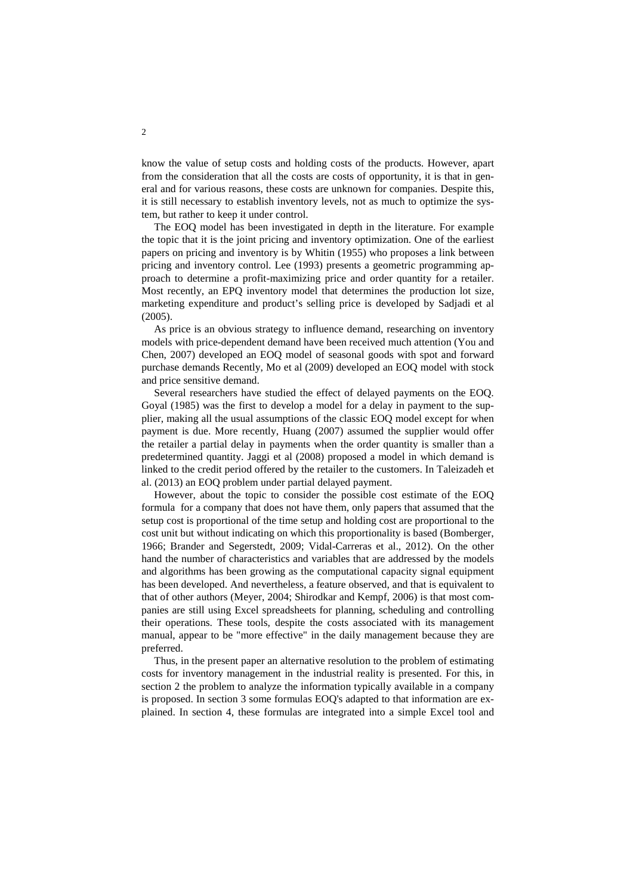know the value of setup costs and holding costs of the products. However, apart from the consideration that all the costs are costs of opportunity, it is that in general and for various reasons, these costs are unknown for companies. Despite this, it is still necessary to establish inventory levels, not as much to optimize the system, but rather to keep it under control.

The EOQ model has been investigated in depth in the literature. For example the topic that it is the joint pricing and inventory optimization. One of the earliest papers on pricing and inventory is by Whitin (1955) who proposes a link between pricing and inventory control. Lee (1993) presents a geometric programming approach to determine a profit-maximizing price and order quantity for a retailer. Most recently, an EPQ inventory model that determines the production lot size, marketing expenditure and product's selling price is developed by Sadjadi et al (2005).

As price is an obvious strategy to influence demand, researching on inventory models with price-dependent demand have been received much attention (You and Chen, 2007) developed an EOQ model of seasonal goods with spot and forward purchase demands Recently, Mo et al (2009) developed an EOQ model with stock and price sensitive demand.

Several researchers have studied the effect of delayed payments on the EOQ. Goyal (1985) was the first to develop a model for a delay in payment to the supplier, making all the usual assumptions of the classic EOQ model except for when payment is due. More recently, Huang (2007) assumed the supplier would offer the retailer a partial delay in payments when the order quantity is smaller than a predetermined quantity. Jaggi et al (2008) proposed a model in which demand is linked to the credit period offered by the retailer to the customers. In Taleizadeh et al. (2013) an EOQ problem under partial delayed payment.

However, about the topic to consider the possible cost estimate of the EOQ formula for a company that does not have them, only papers that assumed that the setup cost is proportional of the time setup and holding cost are proportional to the cost unit but without indicating on which this proportionality is based (Bomberger, 1966; Brander and Segerstedt, 2009; Vidal-Carreras et al., 2012). On the other hand the number of characteristics and variables that are addressed by the models and algorithms has been growing as the computational capacity signal equipment has been developed. And nevertheless, a feature observed, and that is equivalent to that of other authors (Meyer, 2004; Shirodkar and Kempf, 2006) is that most companies are still using Excel spreadsheets for planning, scheduling and controlling their operations. These tools, despite the costs associated with its management manual, appear to be "more effective" in the daily management because they are preferred.

Thus, in the present paper an alternative resolution to the problem of estimating costs for inventory management in the industrial reality is presented. For this, in section 2 the problem to analyze the information typically available in a company is proposed. In section 3 some formulas EOQ's adapted to that information are explained. In section 4, these formulas are integrated into a simple Excel tool and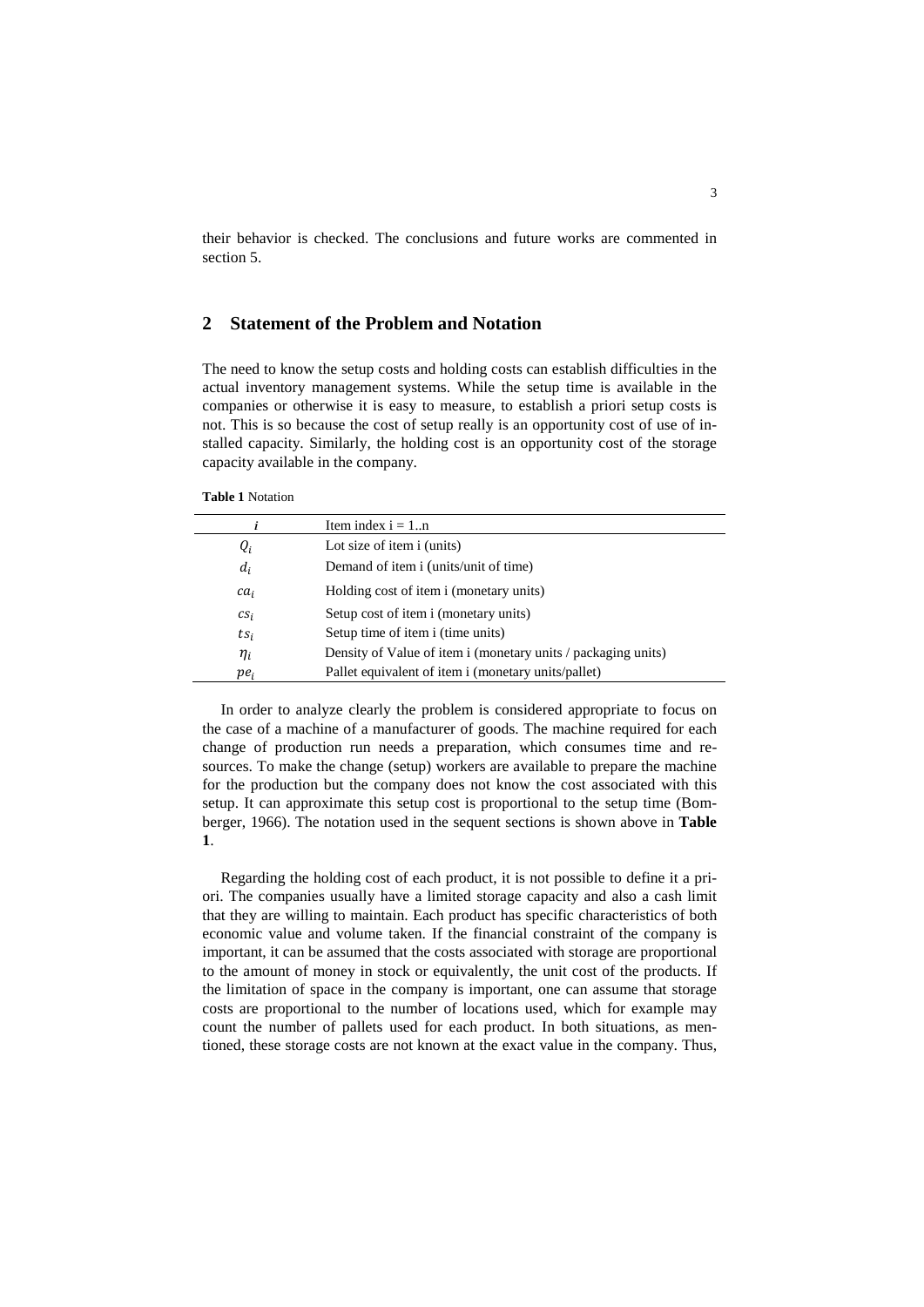their behavior is checked. The conclusions and future works are commented in section 5.

## 2 Statement of the Problem and Notation

The need to know the setup costs and holding costs can establish difficulties in the actual inventory management systems. While the setup time is available in the companies or otherwise it is easy to measure, to establish a priori setup costs is not. This is so because the cost of setup really is an opportunity cost of use of installed capacity. Similarly, the holding cost is an opportunity cost of the storage capacity available in the company.

**Table 1** Notation

| $i$ | Item index i = 1..n |
|---|---|
| $Q_i$ | Lot size of item i (units) |
| $d_i$ | Demand of item i (units/unit of time) |
| $ca_i$ | Holding cost of item i (monetary units) |
| $cs_i$ | Setup cost of item i (monetary units) |
| $ts_i$ | Setup time of item i (time units) |
| $\eta_i$ | Density of Value of item i (monetary units / packaging units) |
| $pe_i$ | Pallet equivalent of item i (monetary units/pallet) |

In order to analyze clearly the problem is considered appropriate to focus on the case of a machine of a manufacturer of goods. The machine required for each change of production run needs a preparation, which consumes time and resources. To make the change (setup) workers are available to prepare the machine for the production but the company does not know the cost associated with this setup. It can approximate this setup cost is proportional to the setup time (Bomberger, 1966). The notation used in the sequent sections is shown above in **Table 1**.

Regarding the holding cost of each product, it is not possible to define it a priori. The companies usually have a limited storage capacity and also a cash limit that they are willing to maintain. Each product has specific characteristics of both economic value and volume taken. If the financial constraint of the company is important, it can be assumed that the costs associated with storage are proportional to the amount of money in stock or equivalently, the unit cost of the products. If the limitation of space in the company is important, one can assume that storage costs are proportional to the number of locations used, which for example may count the number of pallets used for each product. In both situations, as mentioned, these storage costs are not known at the exact value in the company. Thus,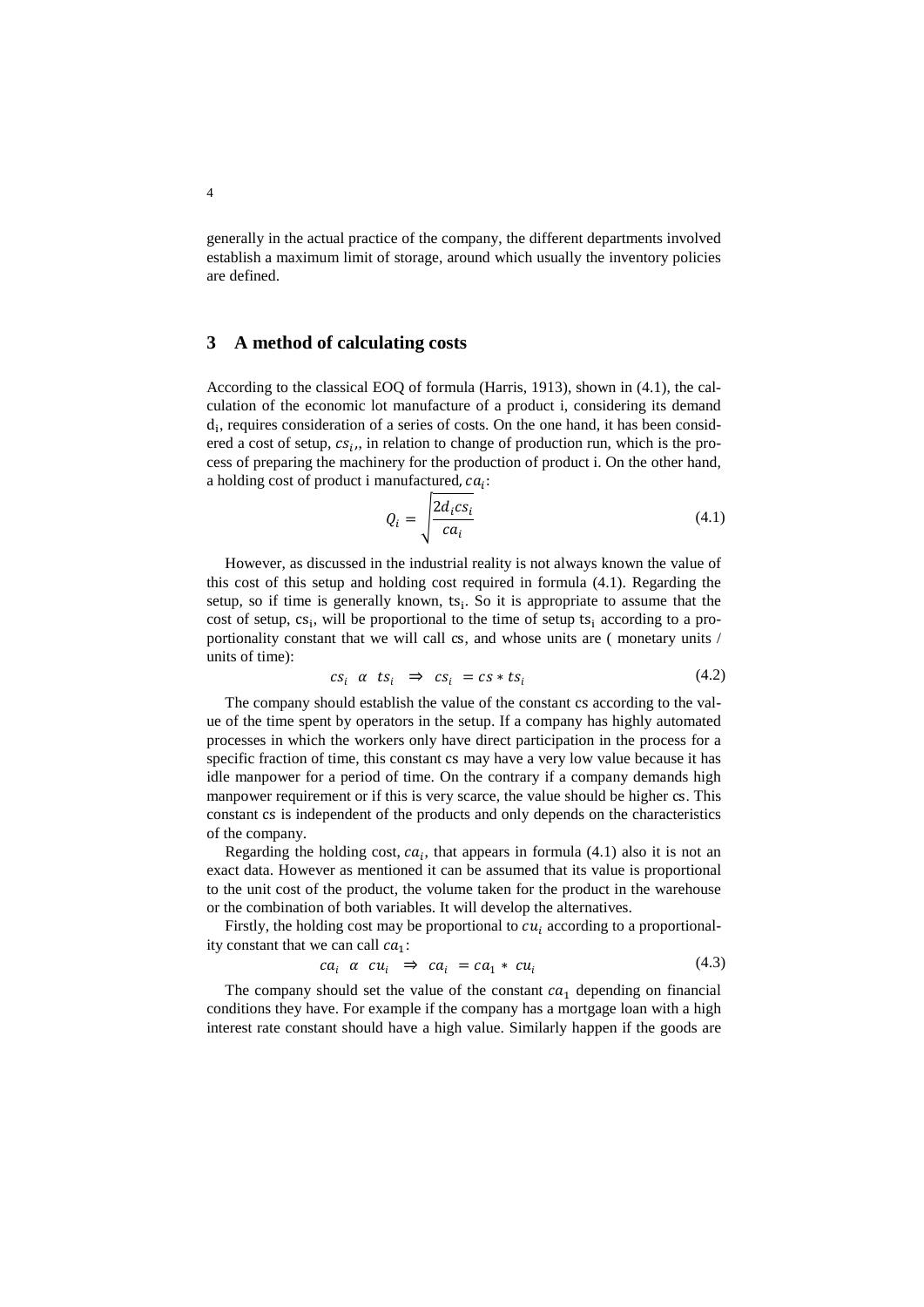generally in the actual practice of the company, the different departments involved establish a maximum limit of storage, around which usually the inventory policies are defined.

## 3 A method of calculating costs

According to the classical EOQ of formula (Harris, 1913), shown in (4.1), the calculation of the economic lot manufacture of a product i, considering its demand $d_i$, requires consideration of a series of costs. On the one hand, it has been considered a cost of setup, $cs_i$,, in relation to change of production run, which is the process of preparing the machinery for the production of product i. On the other hand, a holding cost of product i manufactured, $ca_i$:

$$Q_i = \sqrt{\frac{2d_i cs_i}{ca_i}} \tag{4.1}$$

However, as discussed in the industrial reality is not always known the value of this cost of this setup and holding cost required in formula (4.1). Regarding the setup, so if time is generally known, $ts_i$. So it is appropriate to assume that the cost of setup, $cs_i$, will be proportional to the time of setup $ts_i$ according to a proportionality constant that we will call cs, and whose units are ( monetary units / units of time):

$$cs_i \;\; \alpha \;\; ts_i \;\; \Rightarrow \;\; cs_i \; = cs * ts_i \tag{4.2}$$

The company should establish the value of the constant cs according to the value of the time spent by operators in the setup. If a company has highly automated processes in which the workers only have direct participation in the process for a specific fraction of time, this constant cs may have a very low value because it has idle manpower for a period of time. On the contrary if a company demands high manpower requirement or if this is very scarce, the value should be higher cs. This constant cs is independent of the products and only depends on the characteristics of the company.

Regarding the holding cost, $ca_i$, that appears in formula (4.1) also it is not an exact data. However as mentioned it can be assumed that its value is proportional to the unit cost of the product, the volume taken for the product in the warehouse or the combination of both variables. It will develop the alternatives.

Firstly, the holding cost may be proportional to $cu_i$ according to a proportionality constant that we can call $ca_1$:

$$ca_i \;\; \alpha \;\; cu_i \;\; \Rightarrow \;\; ca_i \; = ca_1 \, * \, cu_i \tag{4.3}$$

The company should set the value of the constant $ca_1$ depending on financial conditions they have. For example if the company has a mortgage loan with a high interest rate constant should have a high value. Similarly happen if the goods are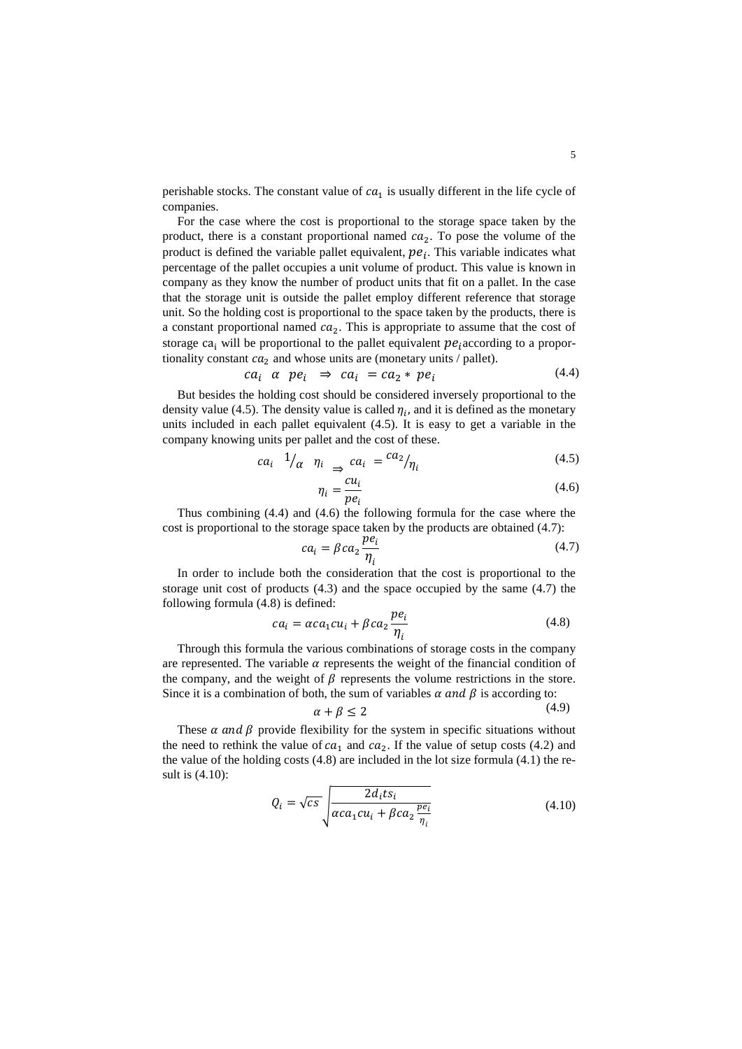perishable stocks. The constant value of $ca_1$ is usually different in the life cycle of companies.

For the case where the cost is proportional to the storage space taken by the product, there is a constant proportional named $ca_2$. To pose the volume of the product is defined the variable pallet equivalent, $pe_i$. This variable indicates what percentage of the pallet occupies a unit volume of product. This value is known in company as they know the number of product units that fit on a pallet. In the case that the storage unit is outside the pallet employ different reference that storage unit. So the holding cost is proportional to the space taken by the products, there is a constant proportional named $ca_2$. This is appropriate to assume that the cost of storage $ca_i$ will be proportional to the pallet equivalent $pe_i$ according to a proportionality constant $ca_2$ and whose units are (monetary units / pallet).

$$ca_i \;\; \alpha \;\; pe_i \;\; \Rightarrow \;\; ca_i \; = ca_2 * \; pe_i \tag{4.4}$$

But besides the holding cost should be considered inversely proportional to the density value (4.5). The density value is called $\eta_i$, and it is defined as the monetary units included in each pallet equivalent (4.5). It is easy to get a variable in the company knowing units per pallet and the cost of these.

$$ca_i \;\; {}^{1}\!/_{\alpha} \;\; \eta_i \;\; \Rightarrow \;\; ca_i \; = {}^{ca_2}\!/_{\eta_i} \tag{4.5}$$

$$\eta_i = \frac{cu_i}{pe_i} \tag{4.6}$$

Thus combining (4.4) and (4.6) the following formula for the case where the cost is proportional to the storage space taken by the products are obtained (4.7):

$$ca_i = \beta ca_2 \frac{pe_i}{\eta_i} \tag{4.7}$$

In order to include both the consideration that the cost is proportional to the storage unit cost of products (4.3) and the space occupied by the same (4.7) the following formula (4.8) is defined:

$$ca_i = \alpha ca_1 cu_i + \beta ca_2 \frac{pe_i}{\eta_i} \tag{4.8}$$

Through this formula the various combinations of storage costs in the company are represented. The variable $\alpha$ represents the weight of the financial condition of the company, and the weight of $\beta$ represents the volume restrictions in the store. Since it is a combination of both, the sum of variables $\alpha \; and \; \beta$ is according to:

$$\alpha + \beta \leq 2 \tag{4.9}$$

These $\alpha \; and \; \beta$ provide flexibility for the system in specific situations without the need to rethink the value of $ca_1$ and $ca_2$. If the value of setup costs (4.2) and the value of the holding costs (4.8) are included in the lot size formula (4.1) the result is (4.10):

$$Q_i = \sqrt{cs} \sqrt{\frac{2 d_i t s_i}{\alpha ca_1 cu_i + \beta ca_2 \frac{pe_i}{\eta_i}}} \tag{4.10}$$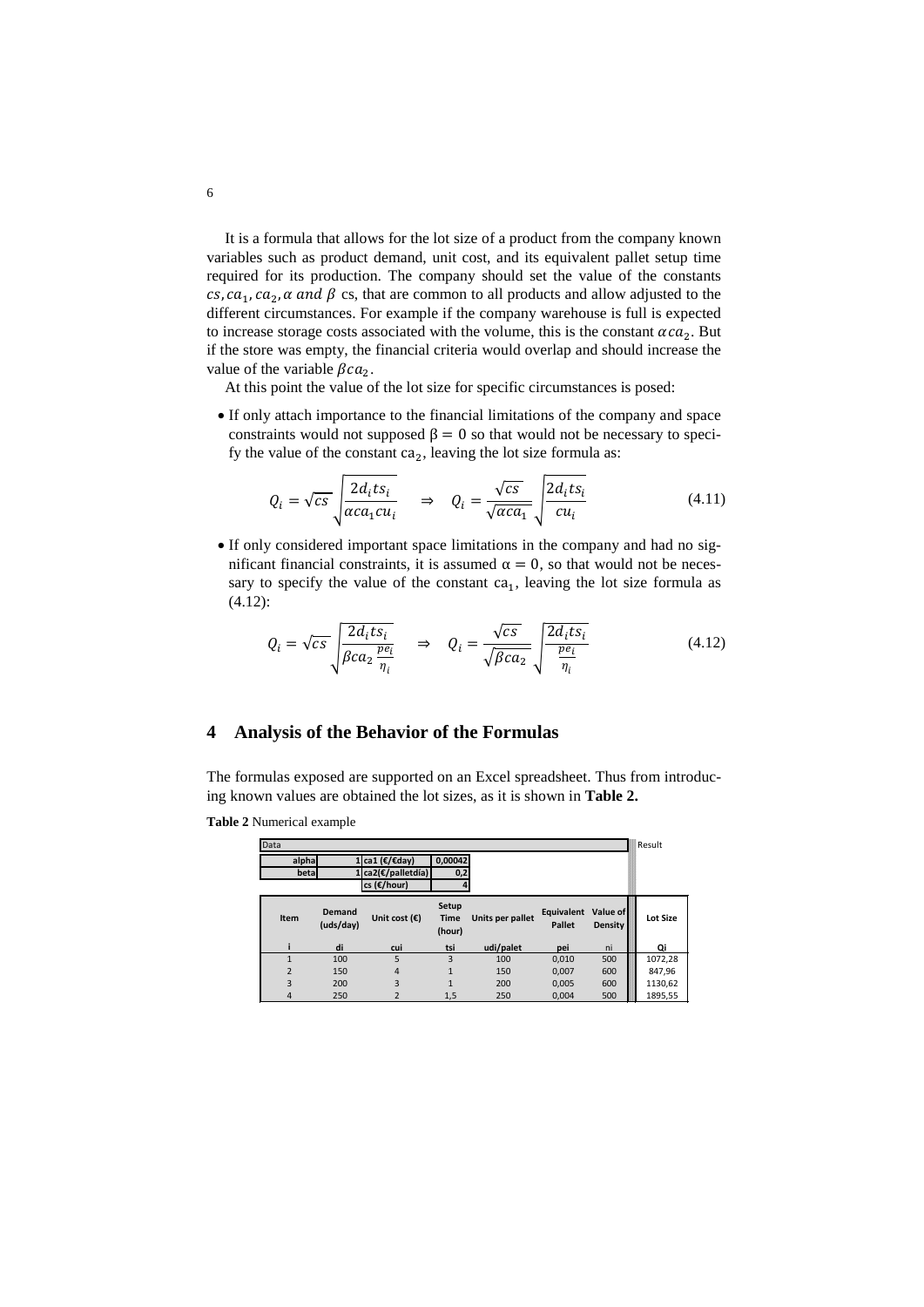It is a formula that allows for the lot size of a product from the company known variables such as product demand, unit cost, and its equivalent pallet setup time required for its production. The company should set the value of the constants $cs, ca_1, ca_2, \alpha$ $and$ $\beta$ cs, that are common to all products and allow adjusted to the different circumstances. For example if the company warehouse is full is expected to increase storage costs associated with the volume, this is the constant $\alpha ca_2$. But if the store was empty, the financial criteria would overlap and should increase the value of the variable $\beta ca_2$.

At this point the value of the lot size for specific circumstances is posed:

- If only attach importance to the financial limitations of the company and space constraints would not supposed $\beta = 0$ so that would not be necessary to specify the value of the constant $ca_2$, leaving the lot size formula as:

$$Q_i = \sqrt{cs} \sqrt{\frac{2d_i ts_i}{\alpha ca_1 cu_i}} \quad \Rightarrow \quad Q_i = \frac{\sqrt{cs}}{\sqrt{\alpha ca_1}} \sqrt{\frac{2d_i ts_i}{cu_i}} \tag{4.11}$$

- If only considered important space limitations in the company and had no significant financial constraints, it is assumed $\alpha = 0$, so that would not be necessary to specify the value of the constant $ca_1$, leaving the lot size formula as (4.12):

$$Q_i = \sqrt{cs} \sqrt{\frac{2d_i ts_i}{\beta ca_2 \frac{pe_i}{\eta_i}}} \quad \Rightarrow \quad Q_i = \frac{\sqrt{cs}}{\sqrt{\beta ca_2}} \sqrt{\frac{2d_i ts_i}{\frac{pe_i}{\eta_i}}} \tag{4.12}$$

## 4 Analysis of the Behavior of the Formulas

The formulas exposed are supported on an Excel spreadsheet. Thus from introducing known values are obtained the lot sizes, as it is shown in **Table 2.**

**Table 2** Numerical example

| Data | | | |
|---|---|---|---|
| alpha | 1 | ca1 (€/€day) | 0,00042 |
| beta | 1 | ca2(€/palletdía) | 0,2 |
| | | cs (€/hour) | 4 |

| Item | Demand (uds/day) | Unit cost (€) | Setup Time (hour) | Units per pallet | Equivalent Pallet | Value of Density | Lot Size |
|---|---|---|---|---|---|---|---|
| i | di | cui | tsi | udi/palet | pei | ni | Qi |
| 1 | 100 | 5 | 3 | 100 | 0,010 | 500 | 1072,28 |
| 2 | 150 | 4 | 1 | 150 | 0,007 | 600 | 847,96 |
| 3 | 200 | 3 | 1 | 200 | 0,005 | 600 | 1130,62 |
| 4 | 250 | 2 | 1,5 | 250 | 0,004 | 500 | 1895,55 |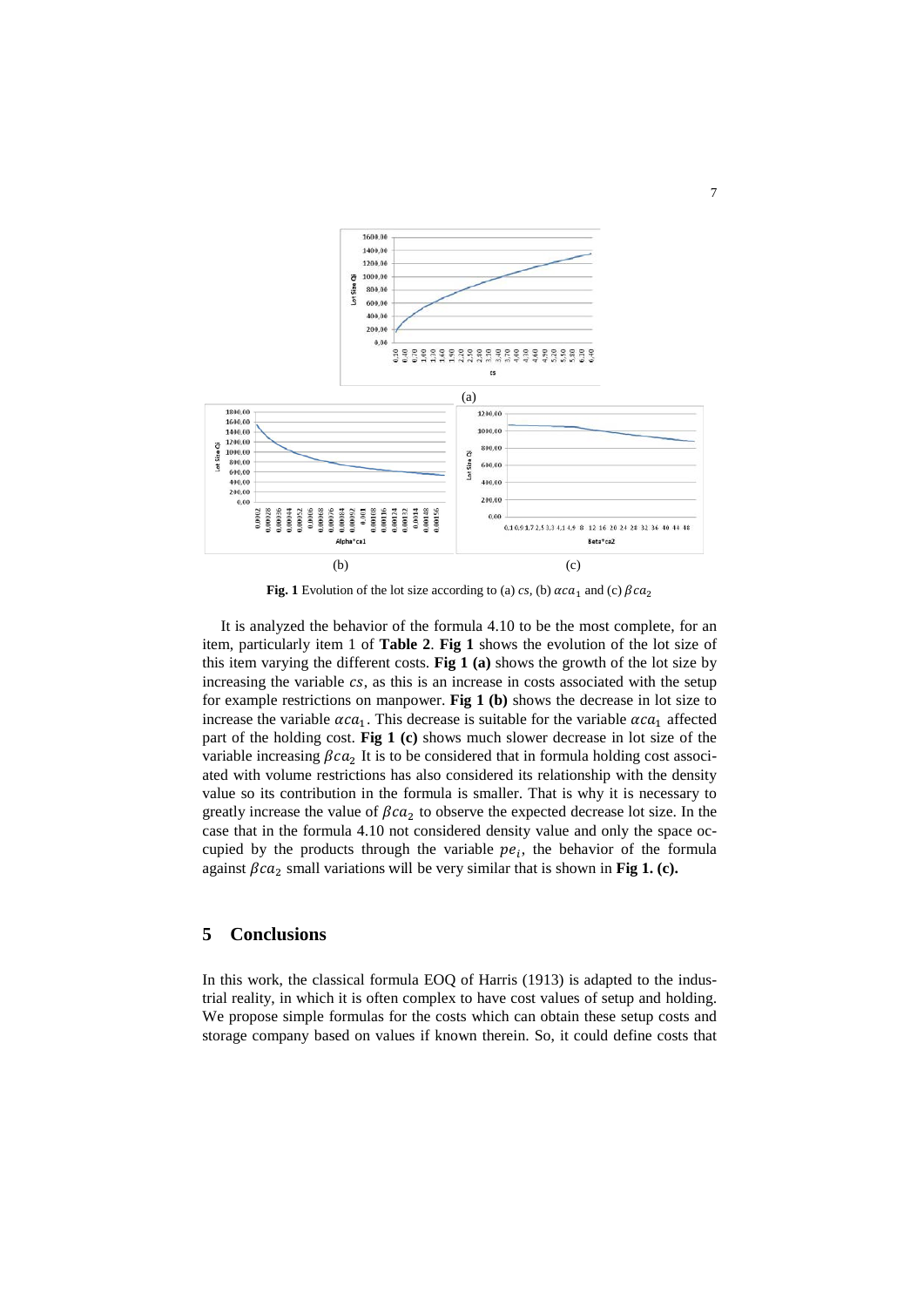(a)

(b) (c)

**Fig. 1** Evolution of the lot size according to (a) *cs*, (b) $\alpha ca_1$ and (c) $\beta ca_2$

It is analyzed the behavior of the formula 4.10 to be the most complete, for an item, particularly item 1 of **Table 2**. **Fig 1** shows the evolution of the lot size of this item varying the different costs. **Fig 1 (a)** shows the growth of the lot size by increasing the variable $cs$, as this is an increase in costs associated with the setup for example restrictions on manpower. **Fig 1 (b)** shows the decrease in lot size to increase the variable $\alpha ca_1$. This decrease is suitable for the variable $\alpha ca_1$ affected part of the holding cost. **Fig 1 (c)** shows much slower decrease in lot size of the variable increasing $\beta ca_2$ It is to be considered that in formula holding cost associated with volume restrictions has also considered its relationship with the density value so its contribution in the formula is smaller. That is why it is necessary to greatly increase the value of $\beta ca_2$ to observe the expected decrease lot size. In the case that in the formula 4.10 not considered density value and only the space occupied by the products through the variable $pe_i$, the behavior of the formula against $\beta ca_2$ small variations will be very similar that is shown in **Fig 1. (c).**

## 5 Conclusions

In this work, the classical formula EOQ of Harris (1913) is adapted to the industrial reality, in which it is often complex to have cost values of setup and holding. We propose simple formulas for the costs which can obtain these setup costs and storage company based on values if known therein. So, it could define costs that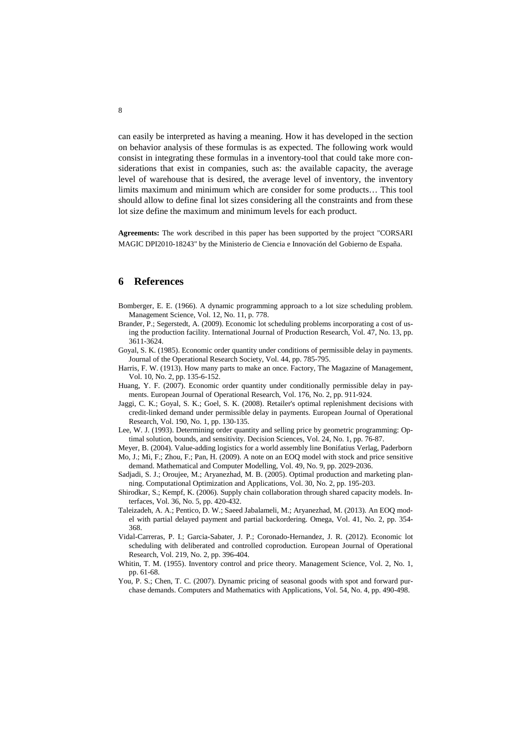can easily be interpreted as having a meaning. How it has developed in the section on behavior analysis of these formulas is as expected. The following work would consist in integrating these formulas in a inventory-tool that could take more considerations that exist in companies, such as: the available capacity, the average level of warehouse that is desired, the average level of inventory, the inventory limits maximum and minimum which are consider for some products… This tool should allow to define final lot sizes considering all the constraints and from these lot size define the maximum and minimum levels for each product.

**Agreements:** The work described in this paper has been supported by the project "CORSARI MAGIC DPI2010-18243" by the Ministerio de Ciencia e Innovación del Gobierno de España.

## 6 References

Bomberger, E. E. (1966). A dynamic programming approach to a lot size scheduling problem. Management Science, Vol. 12, No. 11, p. 778.

Brander, P.; Segerstedt, A. (2009). Economic lot scheduling problems incorporating a cost of using the production facility. International Journal of Production Research, Vol. 47, No. 13, pp. 3611-3624.

Goyal, S. K. (1985). Economic order quantity under conditions of permissible delay in payments. Journal of the Operational Research Society, Vol. 44, pp. 785-795.

Harris, F. W. (1913). How many parts to make an once. Factory, The Magazine of Management, Vol. 10, No. 2, pp. 135-6-152.

Huang, Y. F. (2007). Economic order quantity under conditionally permissible delay in payments. European Journal of Operational Research, Vol. 176, No. 2, pp. 911-924.

Jaggi, C. K.; Goyal, S. K.; Goel, S. K. (2008). Retailer's optimal replenishment decisions with credit-linked demand under permissible delay in payments. European Journal of Operational Research, Vol. 190, No. 1, pp. 130-135.

Lee, W. J. (1993). Determining order quantity and selling price by geometric programming: Optimal solution, bounds, and sensitivity. Decision Sciences, Vol. 24, No. 1, pp. 76-87.

Meyer, B. (2004). Value-adding logistics for a world assembly line Bonifatius Verlag, Paderborn

Mo, J.; Mi, F.; Zhou, F.; Pan, H. (2009). A note on an EOQ model with stock and price sensitive demand. Mathematical and Computer Modelling, Vol. 49, No. 9, pp. 2029-2036.

Sadjadi, S. J.; Oroujee, M.; Aryanezhad, M. B. (2005). Optimal production and marketing planning. Computational Optimization and Applications, Vol. 30, No. 2, pp. 195-203.

Shirodkar, S.; Kempf, K. (2006). Supply chain collaboration through shared capacity models. Interfaces, Vol. 36, No. 5, pp. 420-432.

Taleizadeh, A. A.; Pentico, D. W.; Saeed Jabalameli, M.; Aryanezhad, M. (2013). An EOQ model with partial delayed payment and partial backordering. Omega, Vol. 41, No. 2, pp. 354-368.

Vidal-Carreras, P. I.; Garcia-Sabater, J. P.; Coronado-Hernandez, J. R. (2012). Economic lot scheduling with deliberated and controlled coproduction. European Journal of Operational Research, Vol. 219, No. 2, pp. 396-404.

Whitin, T. M. (1955). Inventory control and price theory. Management Science, Vol. 2, No. 1, pp. 61-68.

You, P. S.; Chen, T. C. (2007). Dynamic pricing of seasonal goods with spot and forward purchase demands. Computers and Mathematics with Applications, Vol. 54, No. 4, pp. 490-498.